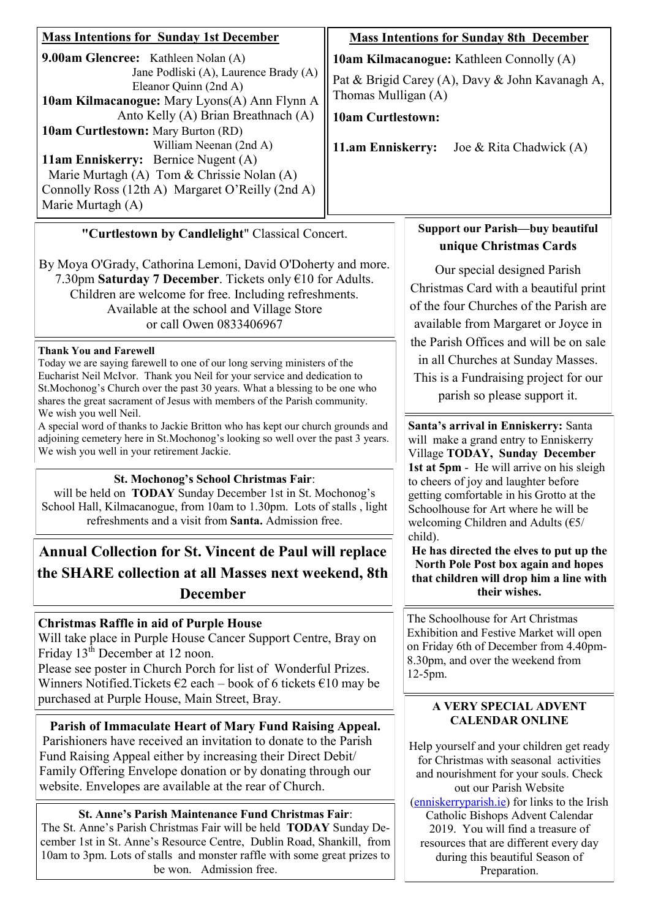## Mass Intentions for Sunday 1st December

**9.00am Glencree:** Kathleen Nolan (A)
Jane Podliski (A), Laurence Brady (A)
Eleanor Quinn (2nd A)

**10am Kilmacanogue:** Mary Lyons(A) Ann Flynn A
Anto Kelly (A) Brian Breathnach (A)

**10am Curtlestown:** Mary Burton (RD)
William Neenan (2nd A)

**11am Enniskerry:** Bernice Nugent (A)
Marie Murtagh (A) Tom & Chrissie Nolan (A)
Connolly Ross (12th A) Margaret O'Reilly (2nd A)
Marie Murtagh (A)

## Mass Intentions for Sunday 8th December

**10am Kilmacanogue:** Kathleen Connolly (A)
Pat & Brigid Carey (A), Davy & John Kavanagh A, Thomas Mulligan (A)

**10am Curtlestown:**

**11.am Enniskerry:** Joe & Rita Chadwick (A)

---

**"Curtlestown by Candlelight"** Classical Concert.

By Moya O'Grady, Cathorina Lemoni, David O'Doherty and more. 7.30pm **Saturday 7 December**. Tickets only €10 for Adults. Children are welcome for free. Including refreshments. Available at the school and Village Store or call Owen 0833406967

**Thank You and Farewell**

Today we are saying farewell to one of our long serving ministers of the Eucharist Neil McIvor. Thank you Neil for your service and dedication to St.Mochonog's Church over the past 30 years. What a blessing to be one who shares the great sacrament of Jesus with members of the Parish community. We wish you well Neil.

A special word of thanks to Jackie Britton who has kept our church grounds and adjoining cemetery here in St.Mochonog's looking so well over the past 3 years. We wish you well in your retirement Jackie.

**St. Mochonog's School Christmas Fair**:

will be held on **TODAY** Sunday December 1st in St. Mochonog's School Hall, Kilmacanogue, from 10am to 1.30pm. Lots of stalls , light refreshments and a visit from **Santa.** Admission free.

## Annual Collection for St. Vincent de Paul will replace the SHARE collection at all Masses next weekend, 8th December

**Christmas Raffle in aid of Purple House**

Will take place in Purple House Cancer Support Centre, Bray on Friday 13th December at 12 noon.
Please see poster in Church Porch for list of Wonderful Prizes. Winners Notified.Tickets €2 each – book of 6 tickets €10 may be purchased at Purple House, Main Street, Bray.

**Parish of Immaculate Heart of Mary Fund Raising Appeal.**

Parishioners have received an invitation to donate to the Parish Fund Raising Appeal either by increasing their Direct Debit/ Family Offering Envelope donation or by donating through our website. Envelopes are available at the rear of Church.

**St. Anne's Parish Maintenance Fund Christmas Fair**:

The St. Anne's Parish Christmas Fair will be held **TODAY** Sunday December 1st in St. Anne's Resource Centre, Dublin Road, Shankill, from 10am to 3pm. Lots of stalls and monster raffle with some great prizes to be won. Admission free.

**Support our Parish—buy beautiful unique Christmas Cards**

Our special designed Parish Christmas Card with a beautiful print of the four Churches of the Parish are available from Margaret or Joyce in the Parish Offices and will be on sale in all Churches at Sunday Masses. This is a Fundraising project for our parish so please support it.

**Santa's arrival in Enniskerry:** Santa will make a grand entry to Enniskerry Village **TODAY, Sunday December 1st at 5pm** - He will arrive on his sleigh to cheers of joy and laughter before getting comfortable in his Grotto at the Schoolhouse for Art where he will be welcoming Children and Adults (€5/child).

**He has directed the elves to put up the North Pole Post box again and hopes that children will drop him a line with their wishes.**

The Schoolhouse for Art Christmas Exhibition and Festive Market will open on Friday 6th of December from 4.40pm-8.30pm, and over the weekend from 12-5pm.

**A VERY SPECIAL ADVENT CALENDAR ONLINE**

Help yourself and your children get ready for Christmas with seasonal activities and nourishment for your souls. Check out our Parish Website (enniskerryparish.ie) for links to the Irish Catholic Bishops Advent Calendar 2019. You will find a treasure of resources that are different every day during this beautiful Season of Preparation.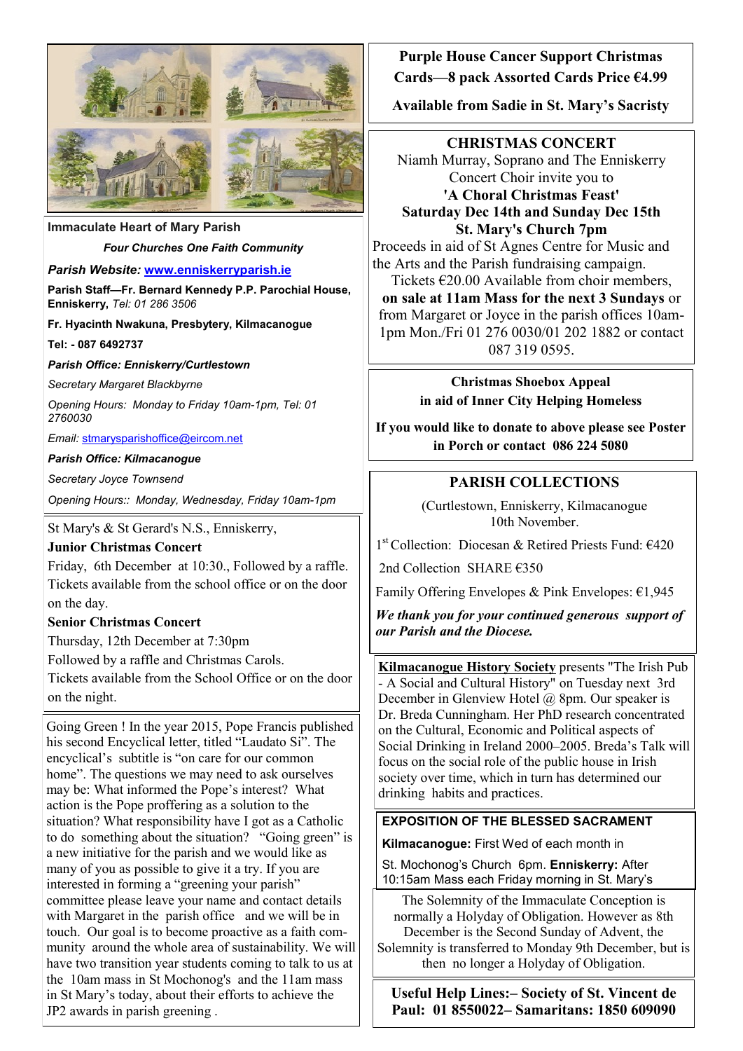**Immaculate Heart of Mary Parish**

***Four Churches One Faith Community***

***Parish Website:*** **[www.enniskerryparish.ie](http://www.enniskerryparish.ie)**

**Parish Staff—Fr. Bernard Kennedy P.P. Parochial House, Enniskerry,** *Tel: 01 286 3506*

**Fr. Hyacinth Nwakuna, Presbytery, Kilmacanogue**

**Tel: - 087 6492737**

***Parish Office: Enniskerry/Curtlestown***

*Secretary Margaret Blackbyrne*

*Opening Hours: Monday to Friday 10am-1pm, Tel: 01 2760030*

*Email:* stmarysparishoffice@eircom.net

***Parish Office: Kilmacanogue***

*Secretary Joyce Townsend*

*Opening Hours:: Monday, Wednesday, Friday 10am-1pm*

St Mary's & St Gerard's N.S., Enniskerry,

**Junior Christmas Concert**

Friday, 6th December at 10:30., Followed by a raffle. Tickets available from the school office or on the door on the day.

**Senior Christmas Concert**

Thursday, 12th December at 7:30pm

Followed by a raffle and Christmas Carols.

Tickets available from the School Office or on the door on the night.

Going Green ! In the year 2015, Pope Francis published his second Encyclical letter, titled "Laudato Si". The encyclical's subtitle is "on care for our common home". The questions we may need to ask ourselves may be: What informed the Pope's interest? What action is the Pope proffering as a solution to the situation? What responsibility have I got as a Catholic to do something about the situation? "Going green" is a new initiative for the parish and we would like as many of you as possible to give it a try. If you are interested in forming a "greening your parish" committee please leave your name and contact details with Margaret in the parish office and we will be in touch. Our goal is to become proactive as a faith community around the whole area of sustainability. We will have two transition year students coming to talk to us at the 10am mass in St Mochonog's and the 11am mass in St Mary's today, about their efforts to achieve the JP2 awards in parish greening .

**Purple House Cancer Support Christmas Cards—8 pack Assorted Cards Price €4.99**

**Available from Sadie in St. Mary's Sacristy**

**CHRISTMAS CONCERT**

Niamh Murray, Soprano and The Enniskerry Concert Choir invite you to

**'A Choral Christmas Feast'**

**Saturday Dec 14th and Sunday Dec 15th**

**St. Mary's Church 7pm**

Proceeds in aid of St Agnes Centre for Music and the Arts and the Parish fundraising campaign. Tickets €20.00 Available from choir members, **on sale at 11am Mass for the next 3 Sundays** or from Margaret or Joyce in the parish offices 10am-1pm Mon./Fri 01 276 0030/01 202 1882 or contact 087 319 0595.

**Christmas Shoebox Appeal**
**in aid of Inner City Helping Homeless**

**If you would like to donate to above please see Poster in Porch or contact 086 224 5080**

**PARISH COLLECTIONS**

(Curtlestown, Enniskerry, Kilmacanogue 10th November.

1st Collection: Diocesan & Retired Priests Fund: €420

2nd Collection SHARE €350

Family Offering Envelopes & Pink Envelopes: €1,945

***We thank you for your continued generous support of our Parish and the Diocese.***

**Kilmacanogue History Society** presents "The Irish Pub - A Social and Cultural History" on Tuesday next 3rd December in Glenview Hotel @ 8pm. Our speaker is Dr. Breda Cunningham. Her PhD research concentrated on the Cultural, Economic and Political aspects of Social Drinking in Ireland 2000–2005. Breda's Talk will focus on the social role of the public house in Irish society over time, which in turn has determined our drinking habits and practices.

**EXPOSITION OF THE BLESSED SACRAMENT**

**Kilmacanogue:** First Wed of each month in St. Mochonog's Church 6pm. **Enniskerry:** After 10:15am Mass each Friday morning in St. Mary's

The Solemnity of the Immaculate Conception is normally a Holyday of Obligation. However as 8th December is the Second Sunday of Advent, the Solemnity is transferred to Monday 9th December, but is then no longer a Holyday of Obligation.

**Useful Help Lines:– Society of St. Vincent de Paul: 01 8550022– Samaritans: 1850 609090**